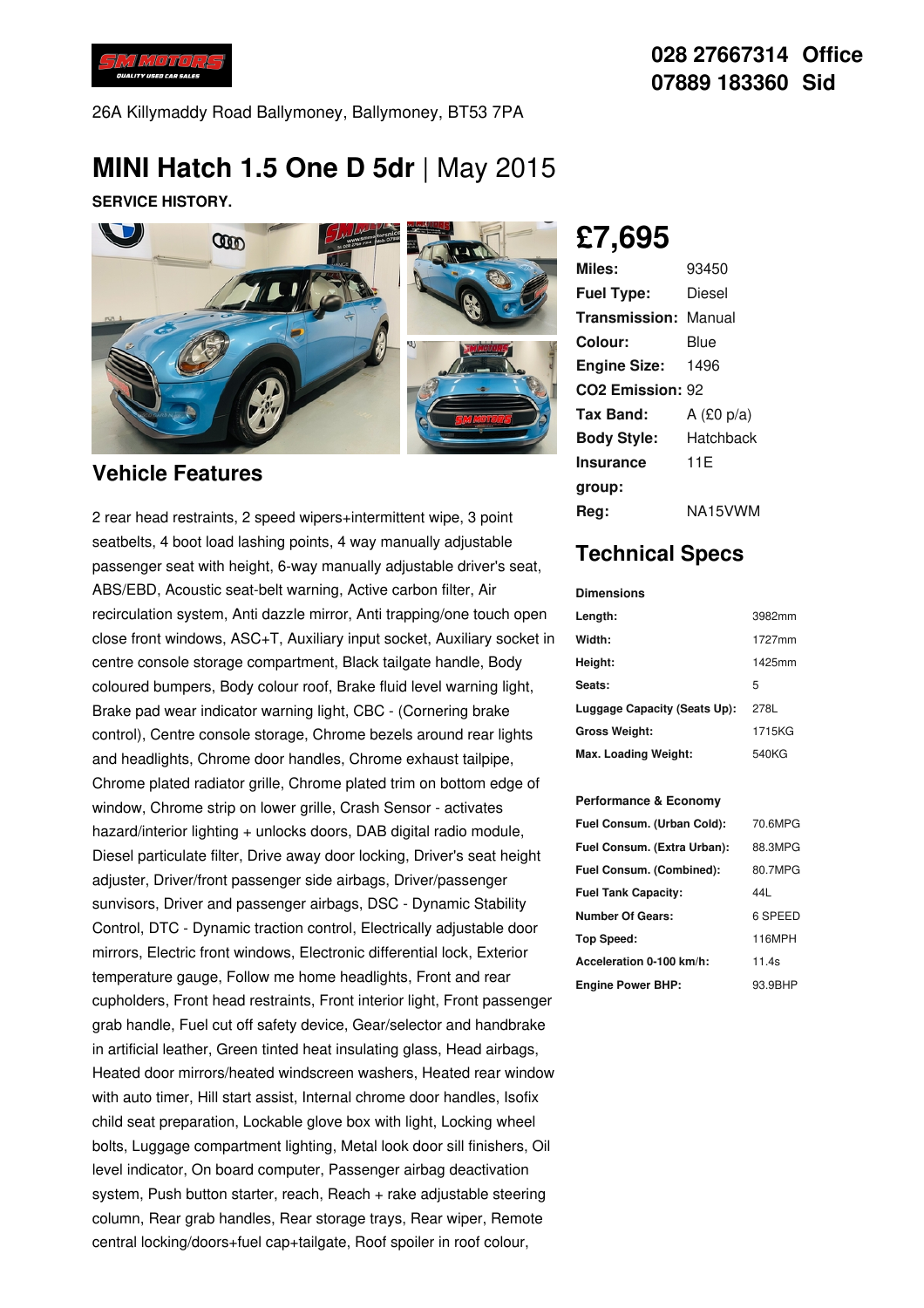028 27667314 Office
07889 183360 Sid

26A Killymaddy Road Ballymoney, Ballymoney, BT53 7PA

# MINI Hatch 1.5 One D 5dr | May 2015

**SERVICE HISTORY.**

## £7,695

| | |
|---|---|
| **Miles:** | 93450 |
| **Fuel Type:** | Diesel |
| **Transmission:** | Manual |
| **Colour:** | Blue |
| **Engine Size:** | 1496 |
| **CO2 Emission:** | 92 |
| **Tax Band:** | A (£0 p/a) |
| **Body Style:** | Hatchback |
| **Insurance group:** | 11E |
| **Reg:** | NA15VWM |

## Vehicle Features

2 rear head restraints, 2 speed wipers+intermittent wipe, 3 point seatbelts, 4 boot load lashing points, 4 way manually adjustable passenger seat with height, 6-way manually adjustable driver's seat, ABS/EBD, Acoustic seat-belt warning, Active carbon filter, Air recirculation system, Anti dazzle mirror, Anti trapping/one touch open close front windows, ASC+T, Auxiliary input socket, Auxiliary socket in centre console storage compartment, Black tailgate handle, Body coloured bumpers, Body colour roof, Brake fluid level warning light, Brake pad wear indicator warning light, CBC - (Cornering brake control), Centre console storage, Chrome bezels around rear lights and headlights, Chrome door handles, Chrome exhaust tailpipe, Chrome plated radiator grille, Chrome plated trim on bottom edge of window, Chrome strip on lower grille, Crash Sensor - activates hazard/interior lighting + unlocks doors, DAB digital radio module, Diesel particulate filter, Drive away door locking, Driver's seat height adjuster, Driver/front passenger side airbags, Driver/passenger sunvisors, Driver and passenger airbags, DSC - Dynamic Stability Control, DTC - Dynamic traction control, Electrically adjustable door mirrors, Electric front windows, Electronic differential lock, Exterior temperature gauge, Follow me home headlights, Front and rear cupholders, Front head restraints, Front interior light, Front passenger grab handle, Fuel cut off safety device, Gear/selector and handbrake in artificial leather, Green tinted heat insulating glass, Head airbags, Heated door mirrors/heated windscreen washers, Heated rear window with auto timer, Hill start assist, Internal chrome door handles, Isofix child seat preparation, Lockable glove box with light, Locking wheel bolts, Luggage compartment lighting, Metal look door sill finishers, Oil level indicator, On board computer, Passenger airbag deactivation system, Push button starter, reach, Reach + rake adjustable steering column, Rear grab handles, Rear storage trays, Rear wiper, Remote central locking/doors+fuel cap+tailgate, Roof spoiler in roof colour,

## Technical Specs

**Dimensions**

| | |
|---|---|
| **Length:** | 3982mm |
| **Width:** | 1727mm |
| **Height:** | 1425mm |
| **Seats:** | 5 |
| **Luggage Capacity (Seats Up):** | 278L |
| **Gross Weight:** | 1715KG |
| **Max. Loading Weight:** | 540KG |

**Performance & Economy**

| | |
|---|---|
| **Fuel Consum. (Urban Cold):** | 70.6MPG |
| **Fuel Consum. (Extra Urban):** | 88.3MPG |
| **Fuel Consum. (Combined):** | 80.7MPG |
| **Fuel Tank Capacity:** | 44L |
| **Number Of Gears:** | 6 SPEED |
| **Top Speed:** | 116MPH |
| **Acceleration 0-100 km/h:** | 11.4s |
| **Engine Power BHP:** | 93.9BHP |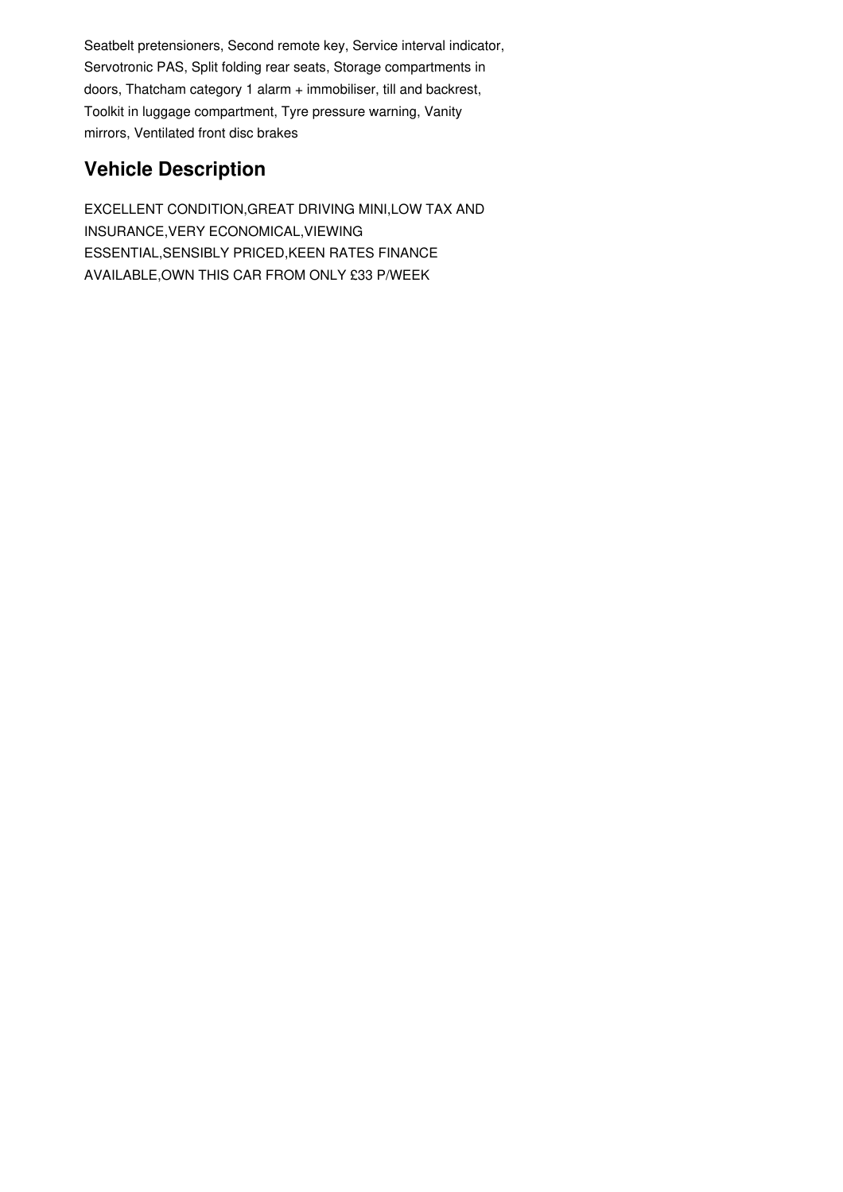Seatbelt pretensioners, Second remote key, Service interval indicator, Servotronic PAS, Split folding rear seats, Storage compartments in doors, Thatcham category 1 alarm + immobiliser, till and backrest, Toolkit in luggage compartment, Tyre pressure warning, Vanity mirrors, Ventilated front disc brakes

## Vehicle Description

EXCELLENT CONDITION,GREAT DRIVING MINI,LOW TAX AND INSURANCE,VERY ECONOMICAL,VIEWING ESSENTIAL,SENSIBLY PRICED,KEEN RATES FINANCE AVAILABLE,OWN THIS CAR FROM ONLY £33 P/WEEK